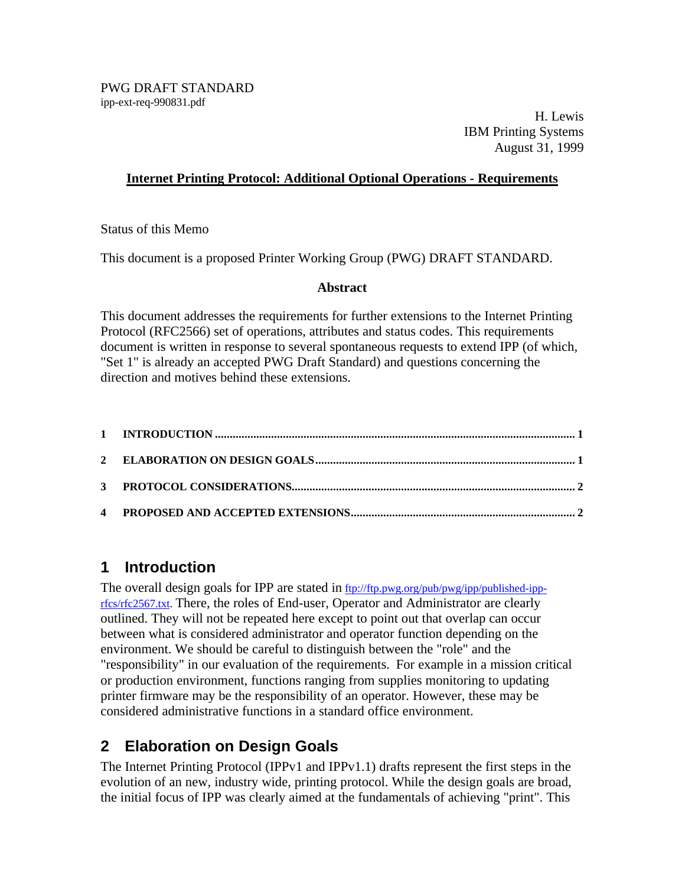PWG DRAFT STANDARD
ipp-ext-req-990831.pdf

H. Lewis
IBM Printing Systems
August 31, 1999

**Internet Printing Protocol: Additional Optional Operations - Requirements**

Status of this Memo

This document is a proposed Printer Working Group (PWG) DRAFT STANDARD.

**Abstract**

This document addresses the requirements for further extensions to the Internet Printing Protocol (RFC2566) set of operations, attributes and status codes. This requirements document is written in response to several spontaneous requests to extend IPP (of which, "Set 1" is already an accepted PWG Draft Standard) and questions concerning the direction and motives behind these extensions.

**1 INTRODUCTION .......... 1**

**2 ELABORATION ON DESIGN GOALS .......... 1**

**3 PROTOCOL CONSIDERATIONS .......... 2**

**4 PROPOSED AND ACCEPTED EXTENSIONS .......... 2**

# 1 Introduction

The overall design goals for IPP are stated in ftp://ftp.pwg.org/pub/pwg/ipp/published-ipp-rfcs/rfc2567.txt. There, the roles of End-user, Operator and Administrator are clearly outlined. They will not be repeated here except to point out that overlap can occur between what is considered administrator and operator function depending on the environment. We should be careful to distinguish between the "role" and the "responsibility" in our evaluation of the requirements. For example in a mission critical or production environment, functions ranging from supplies monitoring to updating printer firmware may be the responsibility of an operator. However, these may be considered administrative functions in a standard office environment.

# 2 Elaboration on Design Goals

The Internet Printing Protocol (IPPv1 and IPPv1.1) drafts represent the first steps in the evolution of an new, industry wide, printing protocol. While the design goals are broad, the initial focus of IPP was clearly aimed at the fundamentals of achieving "print". This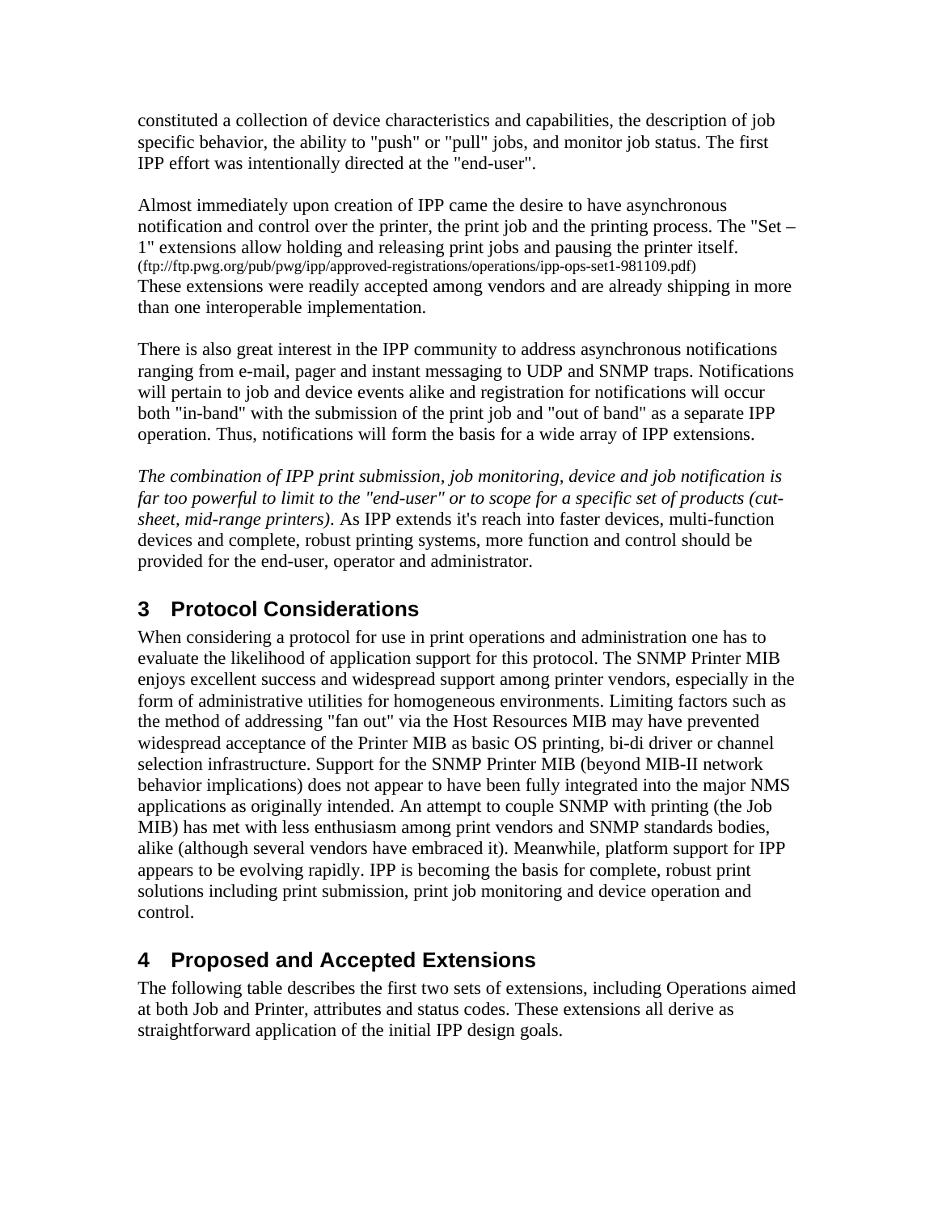constituted a collection of device characteristics and capabilities, the description of job specific behavior, the ability to "push" or "pull" jobs, and monitor job status. The first IPP effort was intentionally directed at the "end-user".

Almost immediately upon creation of IPP came the desire to have asynchronous notification and control over the printer, the print job and the printing process. The "Set – 1" extensions allow holding and releasing print jobs and pausing the printer itself. (ftp://ftp.pwg.org/pub/pwg/ipp/approved-registrations/operations/ipp-ops-set1-981109.pdf) These extensions were readily accepted among vendors and are already shipping in more than one interoperable implementation.

There is also great interest in the IPP community to address asynchronous notifications ranging from e-mail, pager and instant messaging to UDP and SNMP traps. Notifications will pertain to job and device events alike and registration for notifications will occur both "in-band" with the submission of the print job and "out of band" as a separate IPP operation. Thus, notifications will form the basis for a wide array of IPP extensions.

*The combination of IPP print submission, job monitoring, device and job notification is far too powerful to limit to the "end-user" or to scope for a specific set of products (cut-sheet, mid-range printers)*. As IPP extends it's reach into faster devices, multi-function devices and complete, robust printing systems, more function and control should be provided for the end-user, operator and administrator.

## 3 Protocol Considerations

When considering a protocol for use in print operations and administration one has to evaluate the likelihood of application support for this protocol. The SNMP Printer MIB enjoys excellent success and widespread support among printer vendors, especially in the form of administrative utilities for homogeneous environments. Limiting factors such as the method of addressing "fan out" via the Host Resources MIB may have prevented widespread acceptance of the Printer MIB as basic OS printing, bi-di driver or channel selection infrastructure. Support for the SNMP Printer MIB (beyond MIB-II network behavior implications) does not appear to have been fully integrated into the major NMS applications as originally intended. An attempt to couple SNMP with printing (the Job MIB) has met with less enthusiasm among print vendors and SNMP standards bodies, alike (although several vendors have embraced it). Meanwhile, platform support for IPP appears to be evolving rapidly. IPP is becoming the basis for complete, robust print solutions including print submission, print job monitoring and device operation and control.

## 4 Proposed and Accepted Extensions

The following table describes the first two sets of extensions, including Operations aimed at both Job and Printer, attributes and status codes. These extensions all derive as straightforward application of the initial IPP design goals.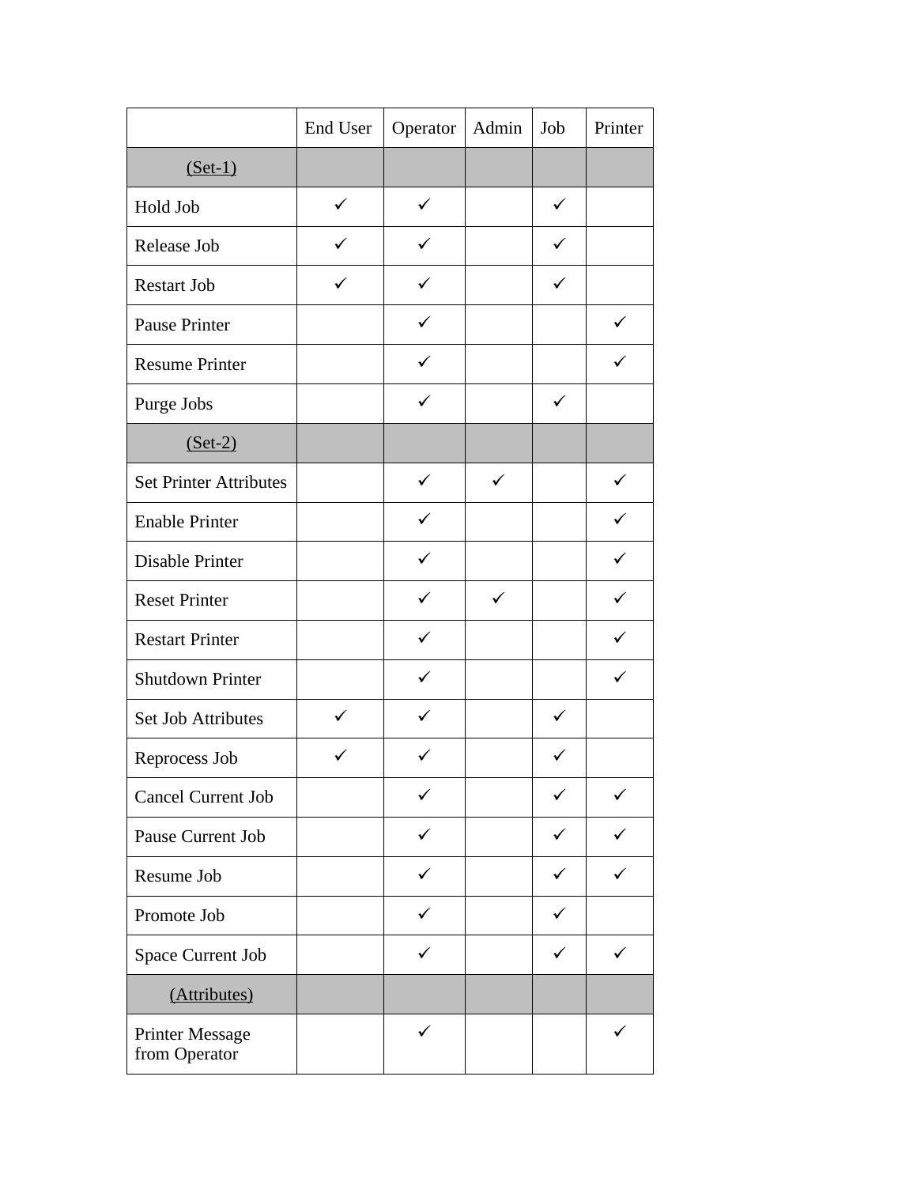| | End User | Operator | Admin | Job | Printer |
|---|---|---|---|---|---|
| (Set-1) | | | | | |
| Hold Job | ✓ | ✓ | | ✓ | |
| Release Job | ✓ | ✓ | | ✓ | |
| Restart Job | ✓ | ✓ | | ✓ | |
| Pause Printer | | ✓ | | | ✓ |
| Resume Printer | | ✓ | | | ✓ |
| Purge Jobs | | ✓ | | ✓ | |
| (Set-2) | | | | | |
| Set Printer Attributes | | ✓ | ✓ | | ✓ |
| Enable Printer | | ✓ | | | ✓ |
| Disable Printer | | ✓ | | | ✓ |
| Reset Printer | | ✓ | ✓ | | ✓ |
| Restart Printer | | ✓ | | | ✓ |
| Shutdown Printer | | ✓ | | | ✓ |
| Set Job Attributes | ✓ | ✓ | | ✓ | |
| Reprocess Job | ✓ | ✓ | | ✓ | |
| Cancel Current Job | | ✓ | | ✓ | ✓ |
| Pause Current Job | | ✓ | | ✓ | ✓ |
| Resume Job | | ✓ | | ✓ | ✓ |
| Promote Job | | ✓ | | ✓ | |
| Space Current Job | | ✓ | | ✓ | ✓ |
| (Attributes) | | | | | |
| Printer Message from Operator | | ✓ | | | ✓ |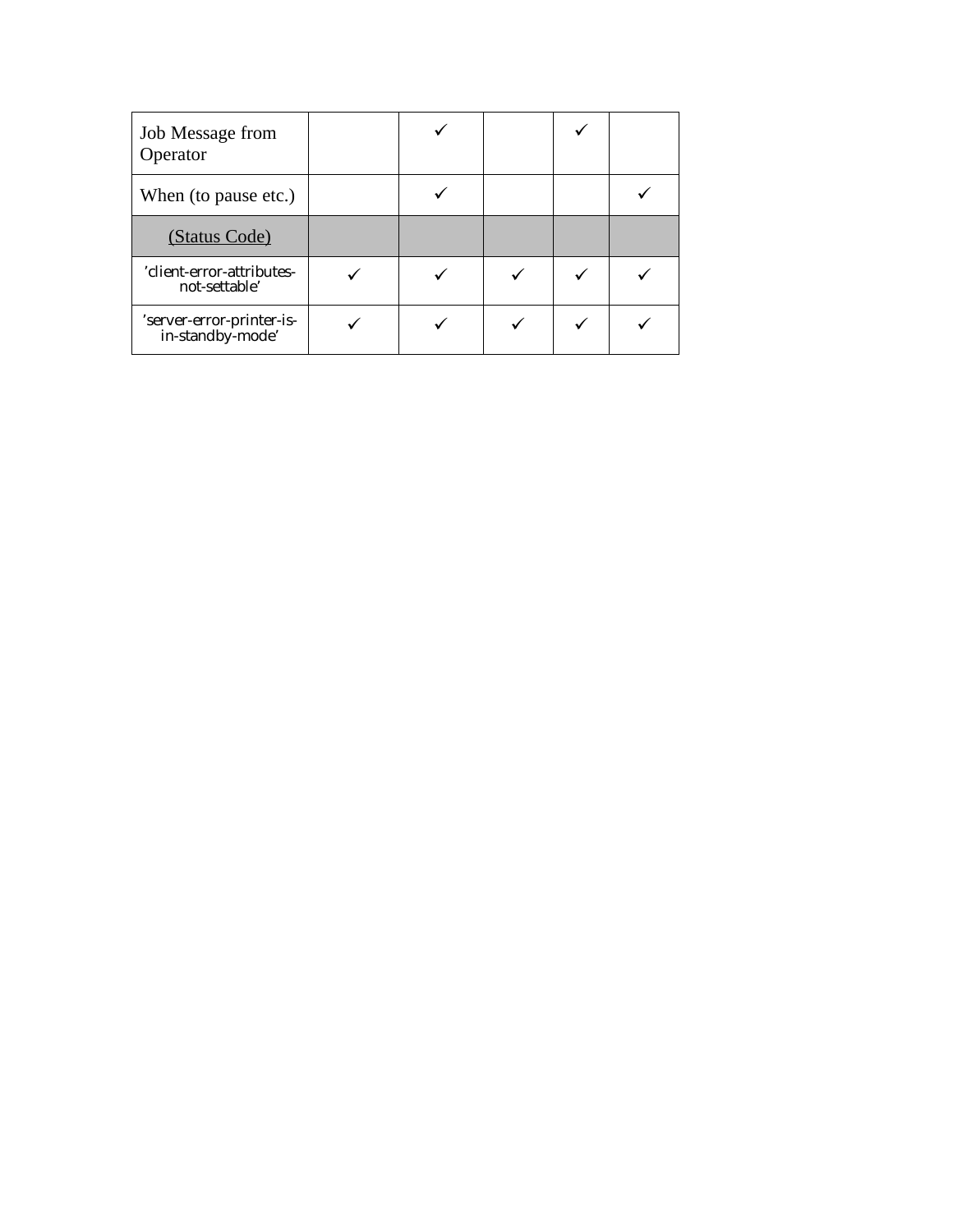| | | | | | |
|---|---|---|---|---|---|
| Job Message from Operator | | ✓ | | ✓ | |
| When (to pause etc.) | | ✓ | | | ✓ |
| (Status Code) | | | | | |
| 'client-error-attributes-not-settable' | ✓ | ✓ | ✓ | ✓ | ✓ |
| 'server-error-printer-is-in-standby-mode' | ✓ | ✓ | ✓ | ✓ | ✓ |